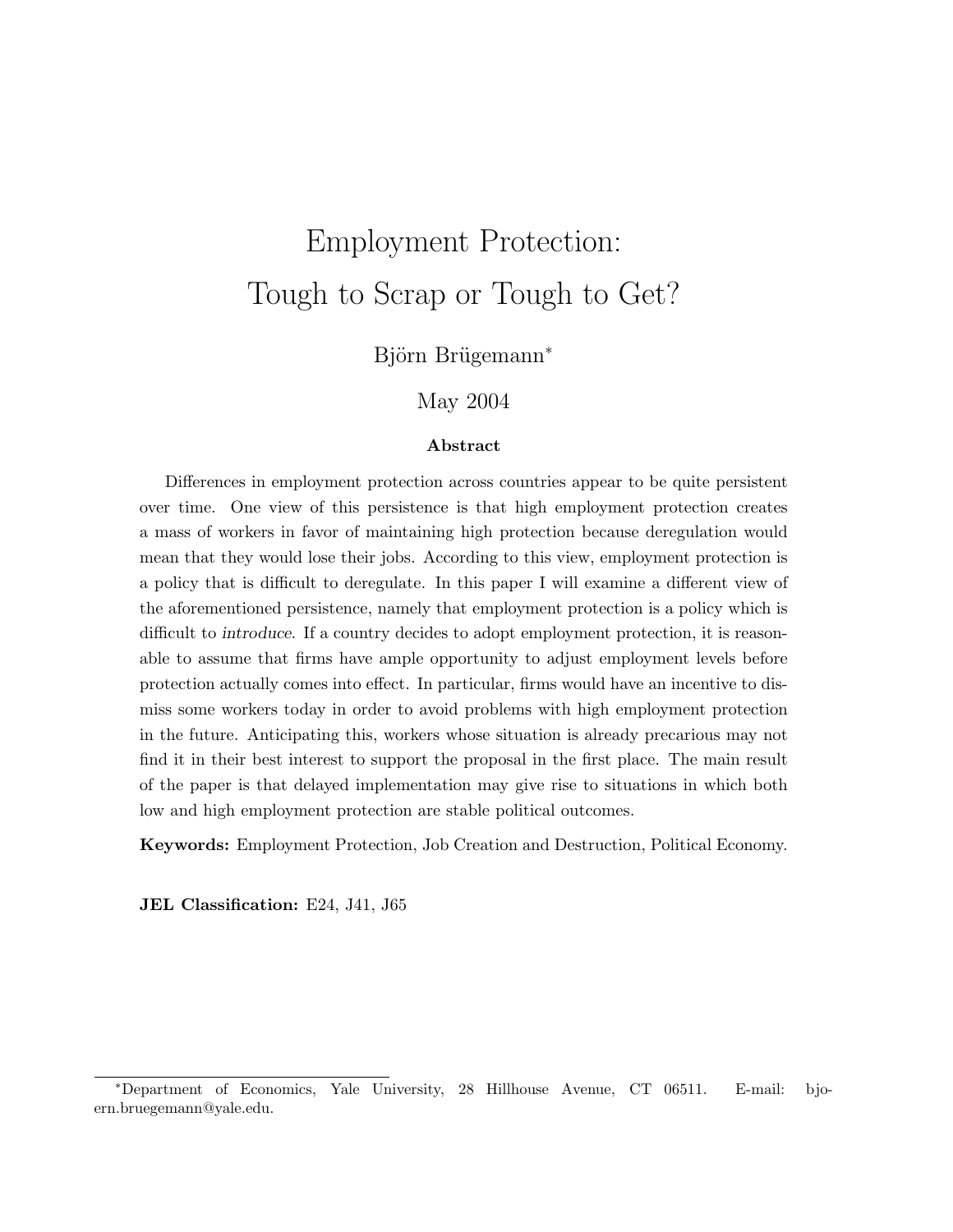# Employment Protection: Tough to Scrap or Tough to Get?

Björn Brügemann[*]

May 2004

**Abstract**

Differences in employment protection across countries appear to be quite persistent over time. One view of this persistence is that high employment protection creates a mass of workers in favor of maintaining high protection because deregulation would mean that they would lose their jobs. According to this view, employment protection is a policy that is difficult to deregulate. In this paper I will examine a different view of the aforementioned persistence, namely that employment protection is a policy which is difficult to *introduce*. If a country decides to adopt employment protection, it is reasonable to assume that firms have ample opportunity to adjust employment levels before protection actually comes into effect. In particular, firms would have an incentive to dismiss some workers today in order to avoid problems with high employment protection in the future. Anticipating this, workers whose situation is already precarious may not find it in their best interest to support the proposal in the first place. The main result of the paper is that delayed implementation may give rise to situations in which both low and high employment protection are stable political outcomes.

**Keywords:** Employment Protection, Job Creation and Destruction, Political Economy.

**JEL Classification:** E24, J41, J65

---

[*] Department of Economics, Yale University, 28 Hillhouse Avenue, CT 06511. E-mail: bjoern.bruegemann@yale.edu.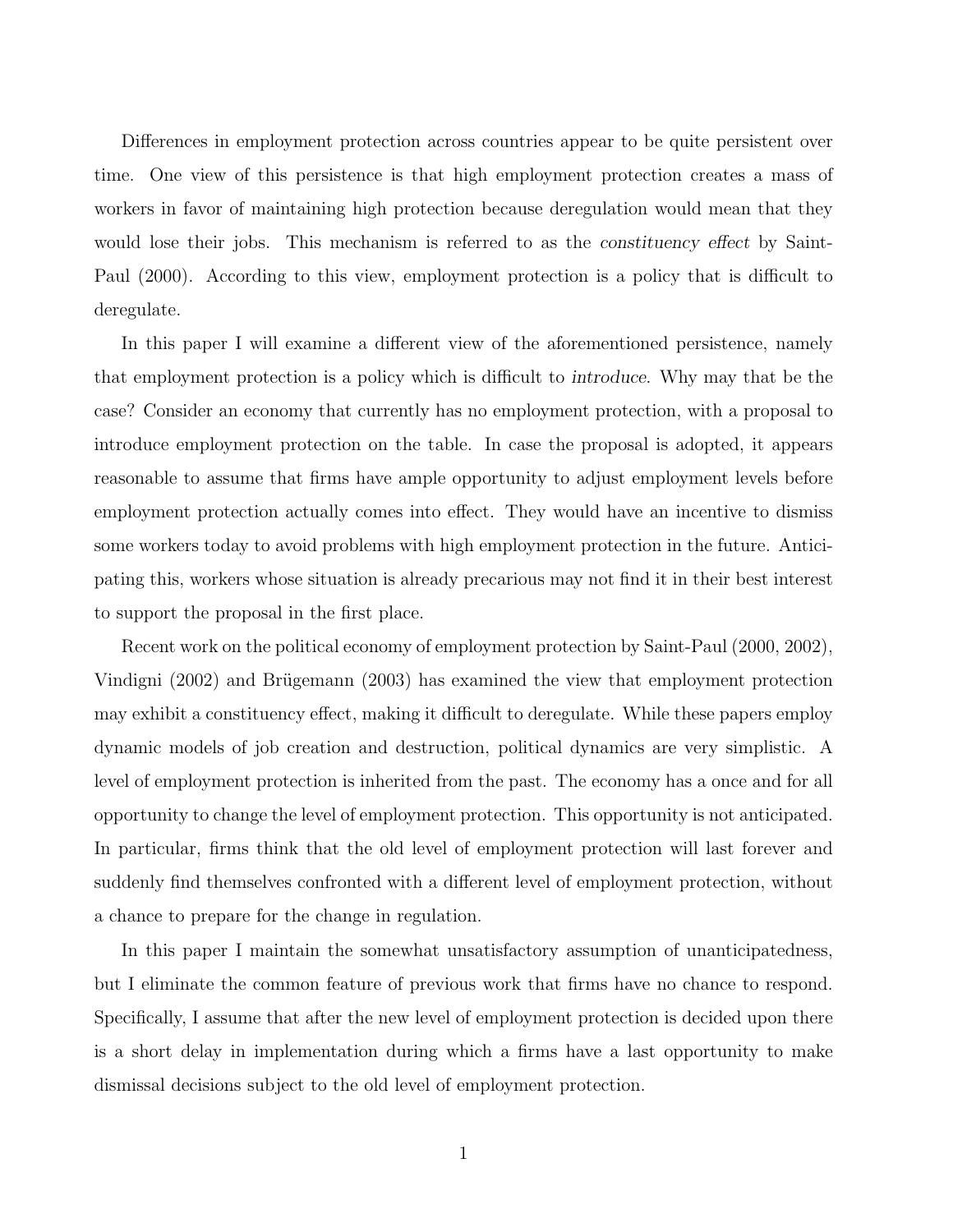Differences in employment protection across countries appear to be quite persistent over time. One view of this persistence is that high employment protection creates a mass of workers in favor of maintaining high protection because deregulation would mean that they would lose their jobs. This mechanism is referred to as the *constituency effect* by Saint-Paul (2000). According to this view, employment protection is a policy that is difficult to deregulate.

In this paper I will examine a different view of the aforementioned persistence, namely that employment protection is a policy which is difficult to *introduce*. Why may that be the case? Consider an economy that currently has no employment protection, with a proposal to introduce employment protection on the table. In case the proposal is adopted, it appears reasonable to assume that firms have ample opportunity to adjust employment levels before employment protection actually comes into effect. They would have an incentive to dismiss some workers today to avoid problems with high employment protection in the future. Anticipating this, workers whose situation is already precarious may not find it in their best interest to support the proposal in the first place.

Recent work on the political economy of employment protection by Saint-Paul (2000, 2002), Vindigni (2002) and Brügemann (2003) has examined the view that employment protection may exhibit a constituency effect, making it difficult to deregulate. While these papers employ dynamic models of job creation and destruction, political dynamics are very simplistic. A level of employment protection is inherited from the past. The economy has a once and for all opportunity to change the level of employment protection. This opportunity is not anticipated. In particular, firms think that the old level of employment protection will last forever and suddenly find themselves confronted with a different level of employment protection, without a chance to prepare for the change in regulation.

In this paper I maintain the somewhat unsatisfactory assumption of unanticipatedness, but I eliminate the common feature of previous work that firms have no chance to respond. Specifically, I assume that after the new level of employment protection is decided upon there is a short delay in implementation during which a firms have a last opportunity to make dismissal decisions subject to the old level of employment protection.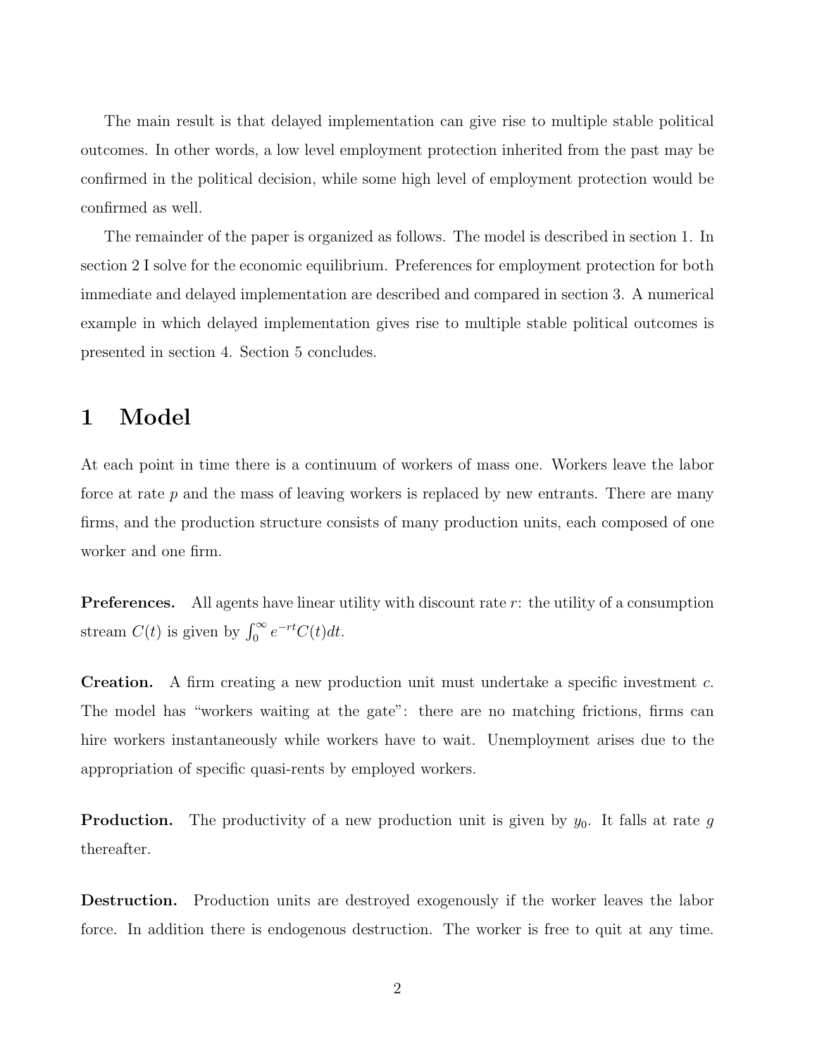The main result is that delayed implementation can give rise to multiple stable political outcomes. In other words, a low level employment protection inherited from the past may be confirmed in the political decision, while some high level of employment protection would be confirmed as well.

The remainder of the paper is organized as follows. The model is described in section 1. In section 2 I solve for the economic equilibrium. Preferences for employment protection for both immediate and delayed implementation are described and compared in section 3. A numerical example in which delayed implementation gives rise to multiple stable political outcomes is presented in section 4. Section 5 concludes.

# 1 Model

At each point in time there is a continuum of workers of mass one. Workers leave the labor force at rate $p$ and the mass of leaving workers is replaced by new entrants. There are many firms, and the production structure consists of many production units, each composed of one worker and one firm.

**Preferences.** All agents have linear utility with discount rate $r$: the utility of a consumption stream $C(t)$ is given by $\int_0^\infty e^{-rt} C(t) dt$.

**Creation.** A firm creating a new production unit must undertake a specific investment $c$. The model has "workers waiting at the gate": there are no matching frictions, firms can hire workers instantaneously while workers have to wait. Unemployment arises due to the appropriation of specific quasi-rents by employed workers.

**Production.** The productivity of a new production unit is given by $y_0$. It falls at rate $g$ thereafter.

**Destruction.** Production units are destroyed exogenously if the worker leaves the labor force. In addition there is endogenous destruction. The worker is free to quit at any time.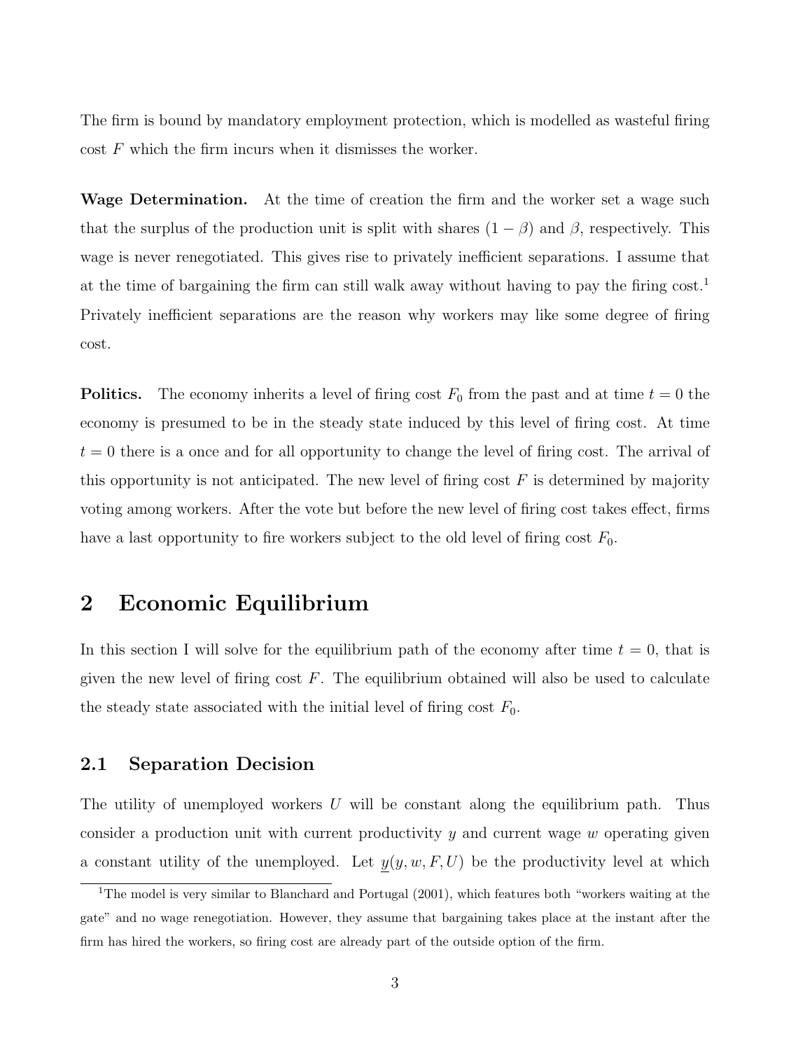The firm is bound by mandatory employment protection, which is modelled as wasteful firing cost $F$ which the firm incurs when it dismisses the worker.

**Wage Determination.** At the time of creation the firm and the worker set a wage such that the surplus of the production unit is split with shares $(1-\beta)$ and $\beta$, respectively. This wage is never renegotiated. This gives rise to privately inefficient separations. I assume that at the time of bargaining the firm can still walk away without having to pay the firing cost.[1] Privately inefficient separations are the reason why workers may like some degree of firing cost.

**Politics.** The economy inherits a level of firing cost $F_0$ from the past and at time $t = 0$ the economy is presumed to be in the steady state induced by this level of firing cost. At time $t = 0$ there is a once and for all opportunity to change the level of firing cost. The arrival of this opportunity is not anticipated. The new level of firing cost $F$ is determined by majority voting among workers. After the vote but before the new level of firing cost takes effect, firms have a last opportunity to fire workers subject to the old level of firing cost $F_0$.

# 2 Economic Equilibrium

In this section I will solve for the equilibrium path of the economy after time $t = 0$, that is given the new level of firing cost $F$. The equilibrium obtained will also be used to calculate the steady state associated with the initial level of firing cost $F_0$.

## 2.1 Separation Decision

The utility of unemployed workers $U$ will be constant along the equilibrium path. Thus consider a production unit with current productivity $y$ and current wage $w$ operating given a constant utility of the unemployed. Let $\underline{y}(y, w, F, U)$ be the productivity level at which

[1] The model is very similar to Blanchard and Portugal (2001), which features both "workers waiting at the gate" and no wage renegotiation. However, they assume that bargaining takes place at the instant after the firm has hired the workers, so firing cost are already part of the outside option of the firm.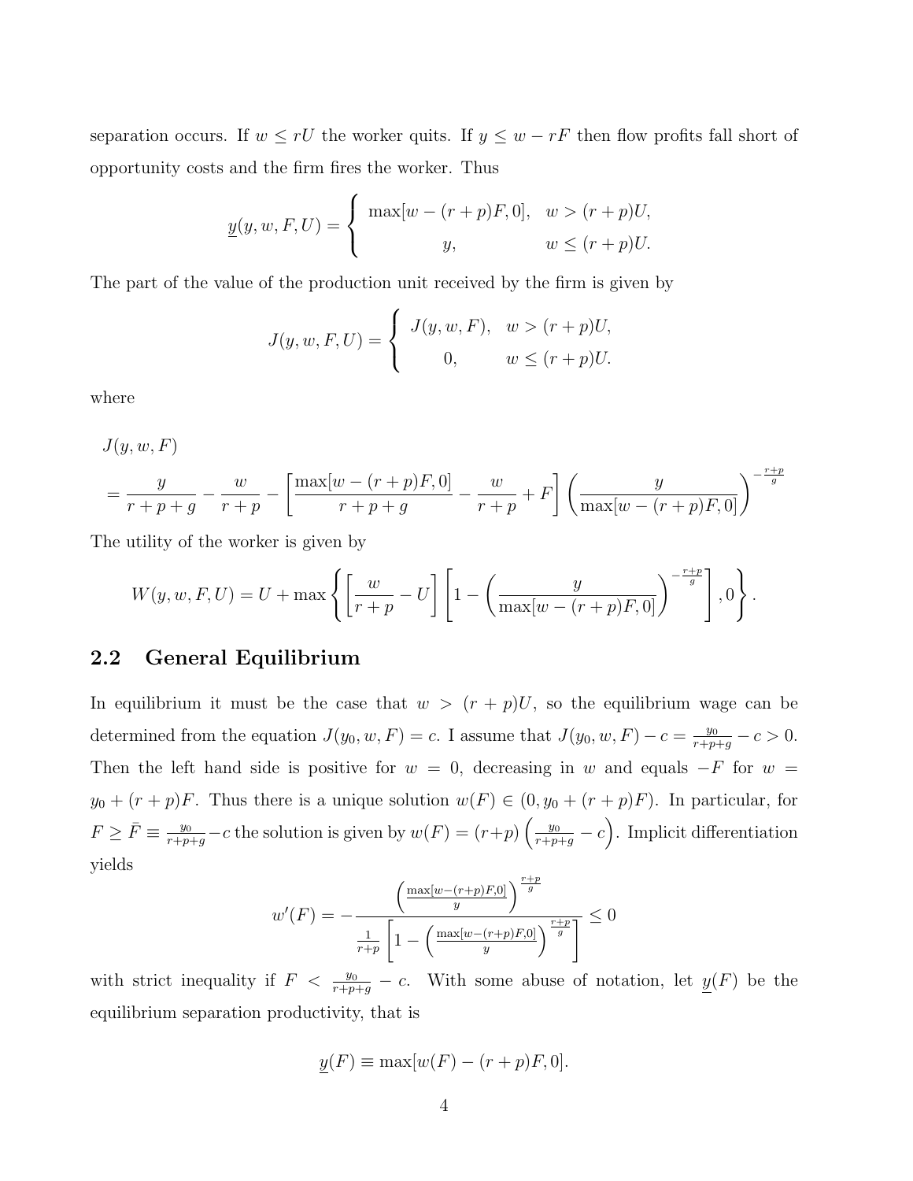separation occurs. If $w \leq rU$ the worker quits. If $y \leq w - rF$ then flow profits fall short of opportunity costs and the firm fires the worker. Thus

$$\underline{y}(y, w, F, U) = \begin{cases} \max[w - (r+p)F, 0], & w > (r+p)U, \\ y, & w \leq (r+p)U. \end{cases}$$

The part of the value of the production unit received by the firm is given by

$$J(y, w, F, U) = \begin{cases} J(y, w, F), & w > (r+p)U, \\ 0, & w \leq (r+p)U. \end{cases}$$

where

$$J(y, w, F)$$
$$= \frac{y}{r+p+g} - \frac{w}{r+p} - \left[\frac{\max[w-(r+p)F, 0]}{r+p+g} - \frac{w}{r+p} + F\right]\left(\frac{y}{\max[w-(r+p)F, 0]}\right)^{-\frac{r+p}{g}}$$

The utility of the worker is given by

$$W(y, w, F, U) = U + \max\left\{\left[\frac{w}{r+p} - U\right]\left[1 - \left(\frac{y}{\max[w-(r+p)F, 0]}\right)^{-\frac{r+p}{g}}\right], 0\right\}.$$

## 2.2 General Equilibrium

In equilibrium it must be the case that $w > (r+p)U$, so the equilibrium wage can be determined from the equation $J(y_0, w, F) = c$. I assume that $J(y_0, w, F) - c = \frac{y_0}{r+p+g} - c > 0$. Then the left hand side is positive for $w = 0$, decreasing in $w$ and equals $-F$ for $w = y_0 + (r+p)F$. Thus there is a unique solution $w(F) \in (0, y_0 + (r+p)F)$. In particular, for $F \geq \bar{F} \equiv \frac{y_0}{r+p+g} - c$ the solution is given by $w(F) = (r+p)\left(\frac{y_0}{r+p+g} - c\right)$. Implicit differentiation yields

$$w'(F) = -\frac{\left(\frac{\max[w-(r+p)F, 0]}{y}\right)^{\frac{r+p}{g}}}{\frac{1}{r+p}\left[1 - \left(\frac{\max[w-(r+p)F, 0]}{y}\right)^{\frac{r+p}{g}}\right]} \leq 0$$

with strict inequality if $F < \frac{y_0}{r+p+g} - c$. With some abuse of notation, let $\underline{y}(F)$ be the equilibrium separation productivity, that is

$$\underline{y}(F) \equiv \max[w(F) - (r+p)F, 0].$$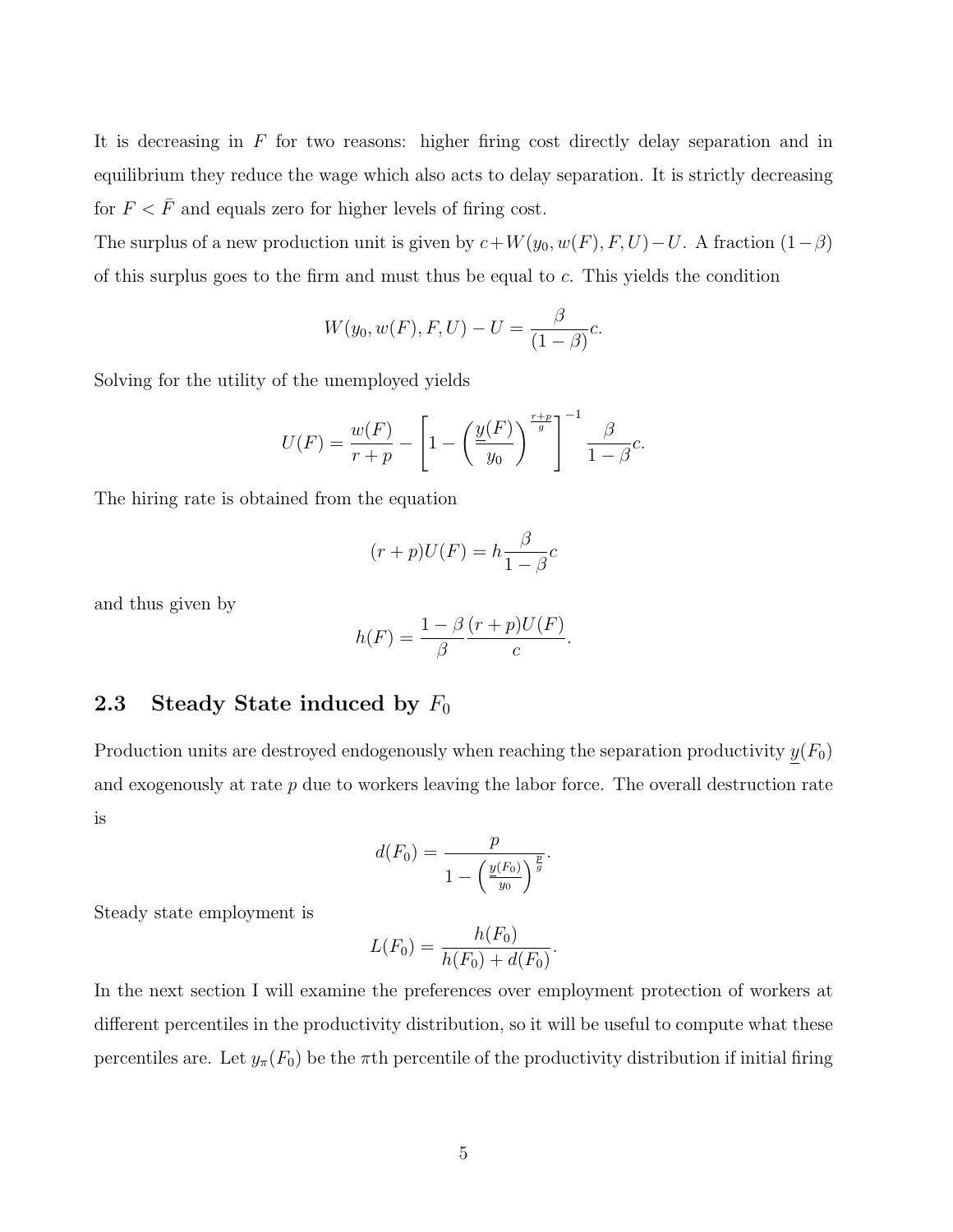It is decreasing in $F$ for two reasons: higher firing cost directly delay separation and in equilibrium they reduce the wage which also acts to delay separation. It is strictly decreasing for $F < \bar{F}$ and equals zero for higher levels of firing cost.

The surplus of a new production unit is given by $c + W(y_0, w(F), F, U) - U$. A fraction $(1-\beta)$ of this surplus goes to the firm and must thus be equal to $c$. This yields the condition

$$W(y_0, w(F), F, U) - U = \frac{\beta}{(1-\beta)}c.$$

Solving for the utility of the unemployed yields

$$U(F) = \frac{w(F)}{r+p} - \left[1 - \left(\frac{\underline{y}(F)}{y_0}\right)^{\frac{r+p}{g}}\right]^{-1} \frac{\beta}{1-\beta}c.$$

The hiring rate is obtained from the equation

$$(r+p)U(F) = h\frac{\beta}{1-\beta}c$$

and thus given by

$$h(F) = \frac{1-\beta}{\beta}\frac{(r+p)U(F)}{c}.$$

## 2.3 Steady State induced by $F_0$

Production units are destroyed endogenously when reaching the separation productivity $\underline{y}(F_0)$ and exogenously at rate $p$ due to workers leaving the labor force. The overall destruction rate is

$$d(F_0) = \frac{p}{1 - \left(\frac{\underline{y}(F_0)}{y_0}\right)^{\frac{p}{g}}}.$$

Steady state employment is

$$L(F_0) = \frac{h(F_0)}{h(F_0) + d(F_0)}.$$

In the next section I will examine the preferences over employment protection of workers at different percentiles in the productivity distribution, so it will be useful to compute what these percentiles are. Let $y_\pi(F_0)$ be the $\pi$th percentile of the productivity distribution if initial firing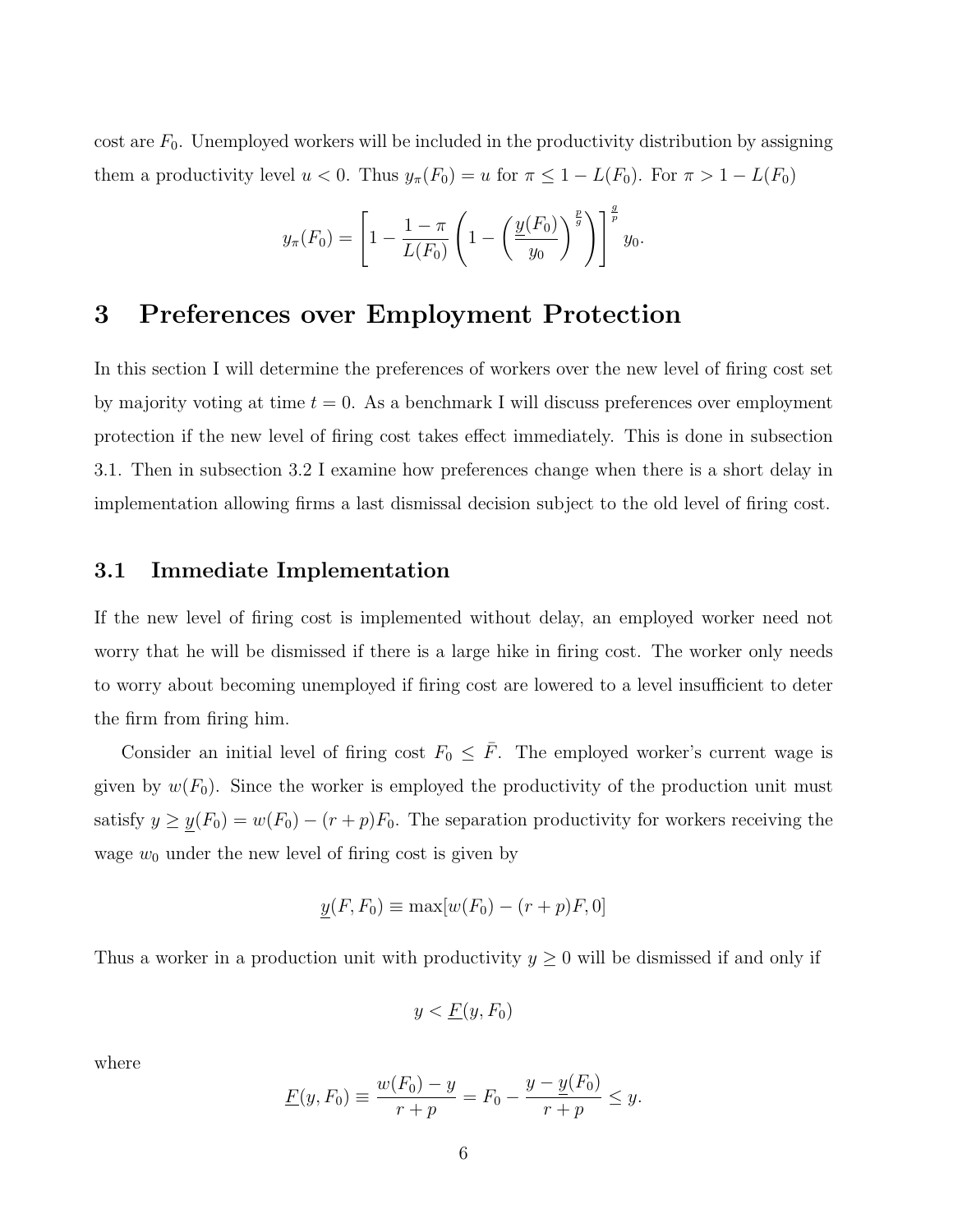cost are $F_0$. Unemployed workers will be included in the productivity distribution by assigning them a productivity level $u < 0$. Thus $y_\pi(F_0) = u$ for $\pi \leq 1 - L(F_0)$. For $\pi > 1 - L(F_0)$

$$y_\pi(F_0) = \left[1 - \frac{1-\pi}{L(F_0)}\left(1 - \left(\frac{\underline{y}(F_0)}{y_0}\right)^{\frac{p}{g}}\right)\right]^{\frac{g}{p}} y_0.$$

# 3 Preferences over Employment Protection

In this section I will determine the preferences of workers over the new level of firing cost set by majority voting at time $t = 0$. As a benchmark I will discuss preferences over employment protection if the new level of firing cost takes effect immediately. This is done in subsection 3.1. Then in subsection 3.2 I examine how preferences change when there is a short delay in implementation allowing firms a last dismissal decision subject to the old level of firing cost.

## 3.1 Immediate Implementation

If the new level of firing cost is implemented without delay, an employed worker need not worry that he will be dismissed if there is a large hike in firing cost. The worker only needs to worry about becoming unemployed if firing cost are lowered to a level insufficient to deter the firm from firing him.

Consider an initial level of firing cost $F_0 \leq \bar{F}$. The employed worker's current wage is given by $w(F_0)$. Since the worker is employed the productivity of the production unit must satisfy $y \geq \underline{y}(F_0) = w(F_0) - (r+p)F_0$. The separation productivity for workers receiving the wage $w_0$ under the new level of firing cost is given by

$$\underline{y}(F, F_0) \equiv \max[w(F_0) - (r+p)F, 0]$$

Thus a worker in a production unit with productivity $y \geq 0$ will be dismissed if and only if

$$y < \underline{F}(y, F_0)$$

where

$$\underline{F}(y, F_0) \equiv \frac{w(F_0) - y}{r+p} = F_0 - \frac{y - \underline{y}(F_0)}{r+p} \leq y.$$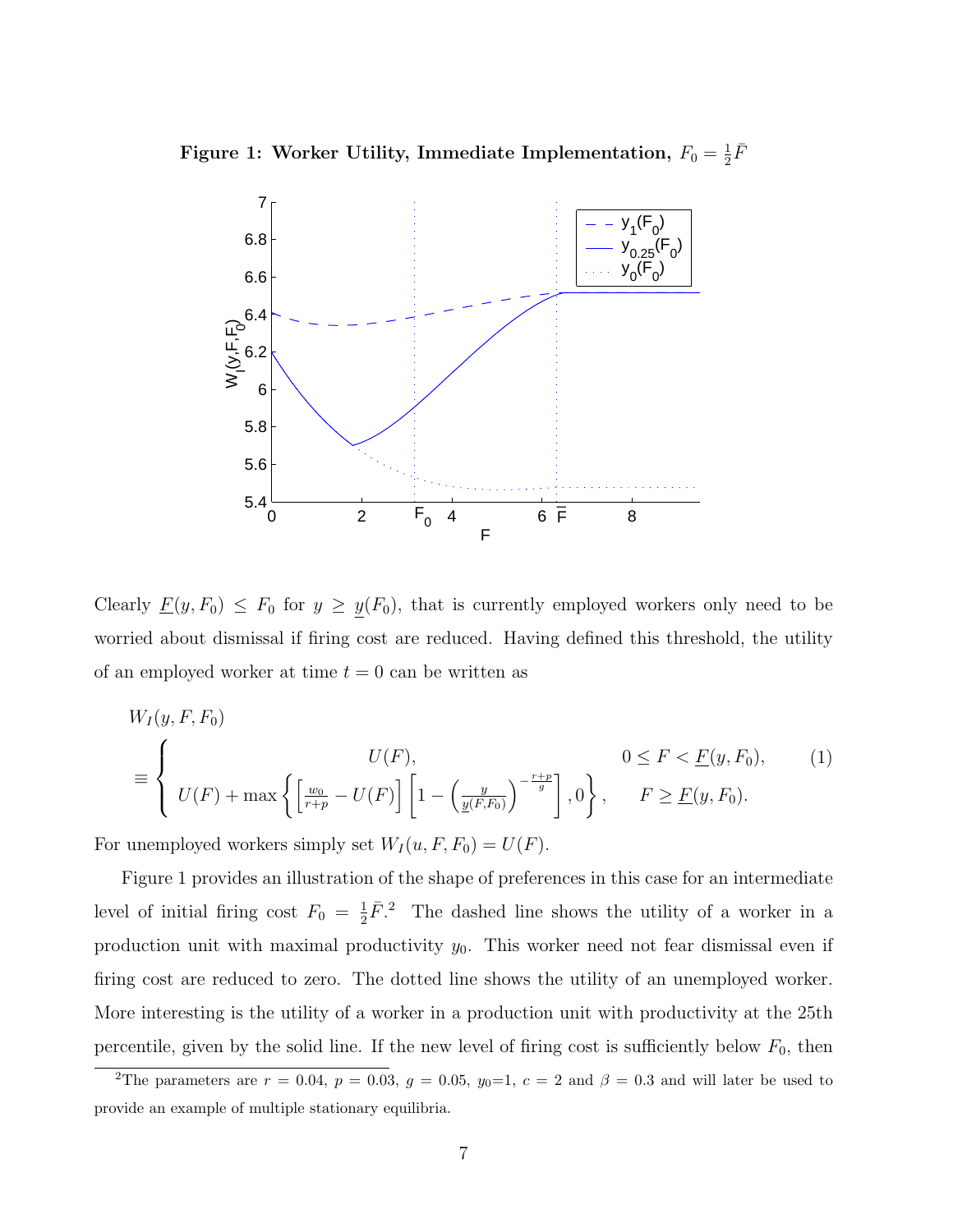**Figure 1: Worker Utility, Immediate Implementation, $F_0 = \frac{1}{2}\bar{F}$**

Clearly $\underline{F}(y, F_0) \le F_0$ for $y \ge \underline{y}(F_0)$, that is currently employed workers only need to be worried about dismissal if firing cost are reduced. Having defined this threshold, the utility of an employed worker at time $t = 0$ can be written as

$$
W_I(y, F, F_0) \equiv \begin{cases} U(F), & 0 \le F < \underline{F}(y, F_0), \\ U(F) + \max\left\{ \left[\frac{w_0}{r+p} - U(F)\right] \left[1 - \left(\frac{y}{\underline{y}(F, F_0)}\right)^{-\frac{r+p}{g}}\right], 0 \right\}, & F \ge \underline{F}(y, F_0). \end{cases} \tag{1}
$$

For unemployed workers simply set $W_I(u, F, F_0) = U(F)$.

Figure 1 provides an illustration of the shape of preferences in this case for an intermediate level of initial firing cost $F_0 = \frac{1}{2}\bar{F}$.[2] The dashed line shows the utility of a worker in a production unit with maximal productivity $y_0$. This worker need not fear dismissal even if firing cost are reduced to zero. The dotted line shows the utility of an unemployed worker. More interesting is the utility of a worker in a production unit with productivity at the 25th percentile, given by the solid line. If the new level of firing cost is sufficiently below $F_0$, then

[2] The parameters are $r = 0.04$, $p = 0.03$, $g = 0.05$, $y_0$=1, $c = 2$ and $\beta = 0.3$ and will later be used to provide an example of multiple stationary equilibria.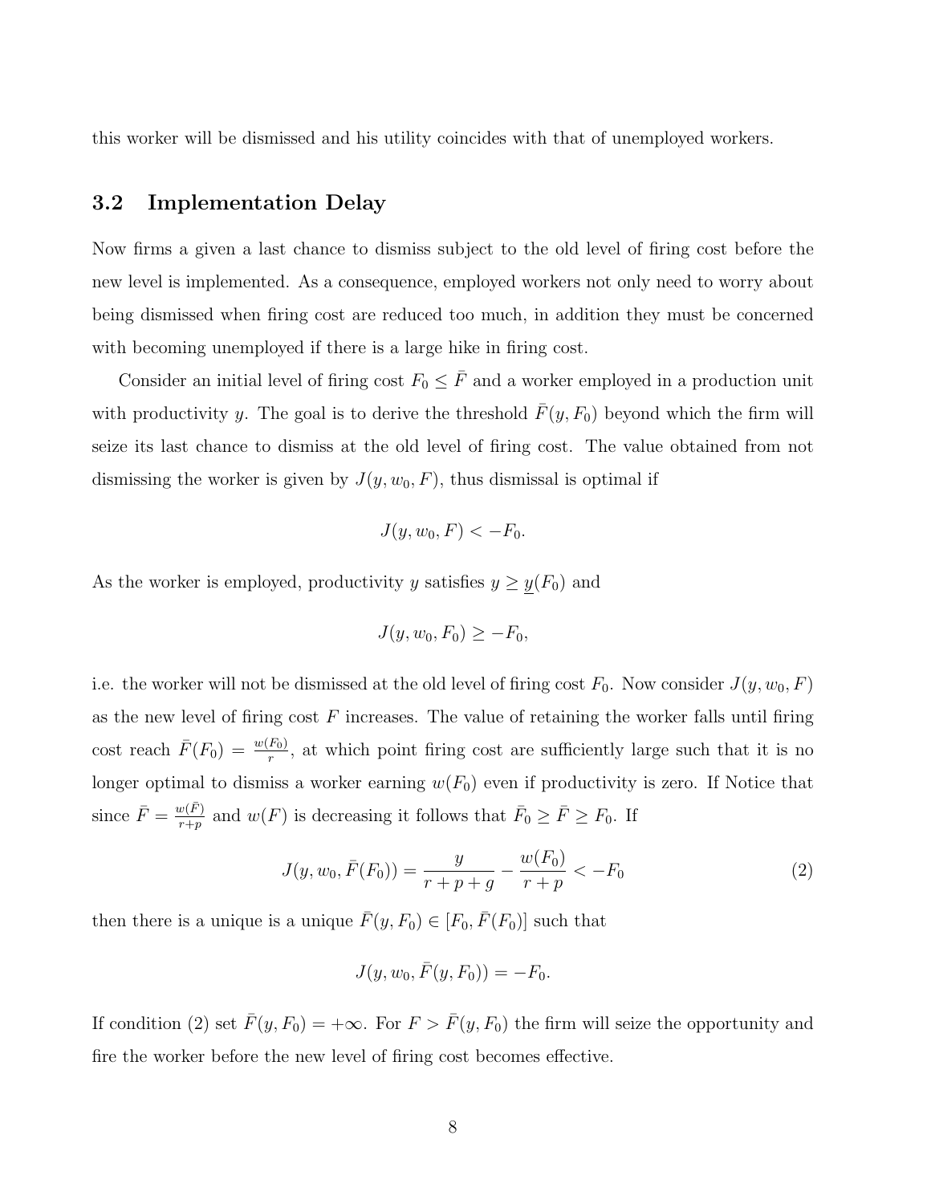this worker will be dismissed and his utility coincides with that of unemployed workers.

## 3.2 Implementation Delay

Now firms a given a last chance to dismiss subject to the old level of firing cost before the new level is implemented. As a consequence, employed workers not only need to worry about being dismissed when firing cost are reduced too much, in addition they must be concerned with becoming unemployed if there is a large hike in firing cost.

Consider an initial level of firing cost $F_0 \leq \bar{F}$ and a worker employed in a production unit with productivity $y$. The goal is to derive the threshold $\bar{F}(y, F_0)$ beyond which the firm will seize its last chance to dismiss at the old level of firing cost. The value obtained from not dismissing the worker is given by $J(y, w_0, F)$, thus dismissal is optimal if

$$J(y, w_0, F) < -F_0.$$

As the worker is employed, productivity $y$ satisfies $y \geq \underline{y}(F_0)$ and

$$J(y, w_0, F_0) \geq -F_0,$$

i.e. the worker will not be dismissed at the old level of firing cost $F_0$. Now consider $J(y, w_0, F)$ as the new level of firing cost $F$ increases. The value of retaining the worker falls until firing cost reach $\bar{F}(F_0) = \frac{w(F_0)}{r}$, at which point firing cost are sufficiently large such that it is no longer optimal to dismiss a worker earning $w(F_0)$ even if productivity is zero. If Notice that since $\bar{F} = \frac{w(\bar{F})}{r+p}$ and $w(F)$ is decreasing it follows that $\bar{F}_0 \geq \bar{F} \geq F_0$. If

$$J(y, w_0, \bar{F}(F_0)) = \frac{y}{r+p+g} - \frac{w(F_0)}{r+p} < -F_0 \tag{2}$$

then there is a unique is a unique $\bar{F}(y, F_0) \in [F_0, \bar{F}(F_0)]$ such that

$$J(y, w_0, \bar{F}(y, F_0)) = -F_0.$$

If condition (2) set $\bar{F}(y, F_0) = +\infty$. For $F > \bar{F}(y, F_0)$ the firm will seize the opportunity and fire the worker before the new level of firing cost becomes effective.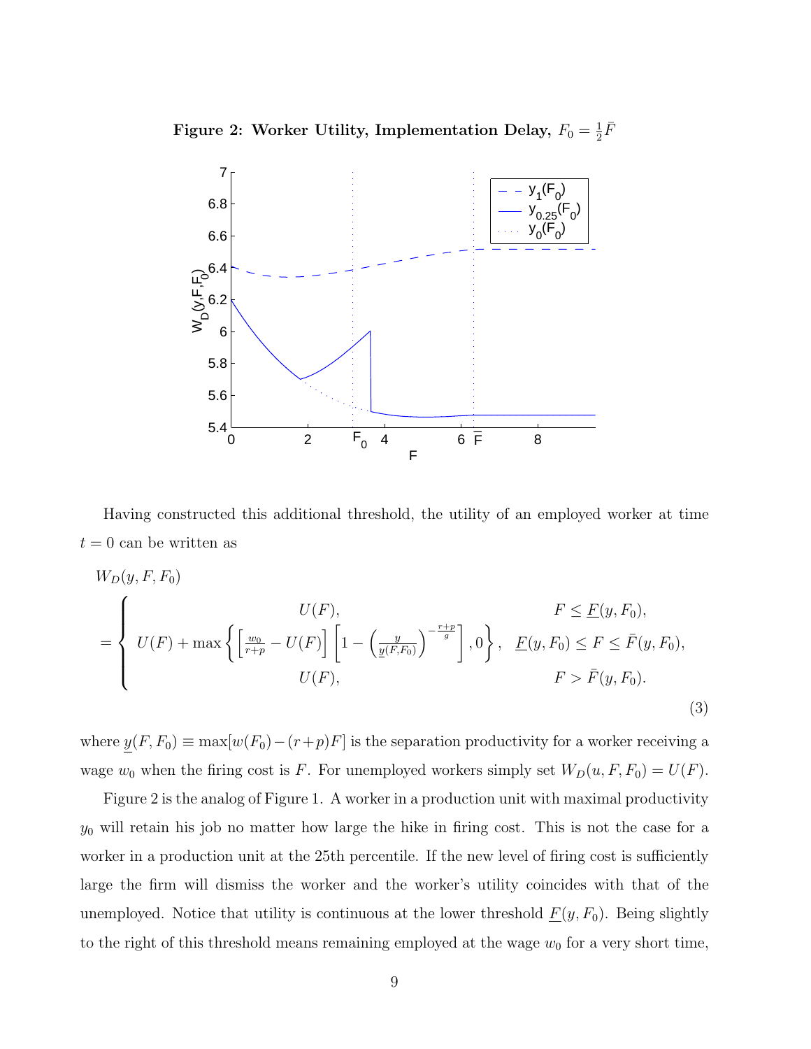**Figure 2: Worker Utility, Implementation Delay, $F_0 = \frac{1}{2}\bar{F}$**

Having constructed this additional threshold, the utility of an employed worker at time $t = 0$ can be written as

$$
W_D(y, F, F_0) = \begin{cases} U(F), & F \leq \underline{F}(y, F_0), \\ U(F) + \max\left\{ \left[\frac{w_0}{r+p} - U(F)\right] \left[1 - \left(\frac{y}{\underline{y}(F, F_0)}\right)^{-\frac{r+p}{g}}\right], 0 \right\}, & \underline{F}(y, F_0) \leq F \leq \bar{F}(y, F_0), \\ U(F), & F > \bar{F}(y, F_0). \end{cases} \tag{3}
$$

where $\underline{y}(F, F_0) \equiv \max[w(F_0) - (r+p)F]$ is the separation productivity for a worker receiving a wage $w_0$ when the firing cost is $F$. For unemployed workers simply set $W_D(u, F, F_0) = U(F)$.

Figure 2 is the analog of Figure 1. A worker in a production unit with maximal productivity $y_0$ will retain his job no matter how large the hike in firing cost. This is not the case for a worker in a production unit at the 25th percentile. If the new level of firing cost is sufficiently large the firm will dismiss the worker and the worker's utility coincides with that of the unemployed. Notice that utility is continuous at the lower threshold $\underline{F}(y, F_0)$. Being slightly to the right of this threshold means remaining employed at the wage $w_0$ for a very short time,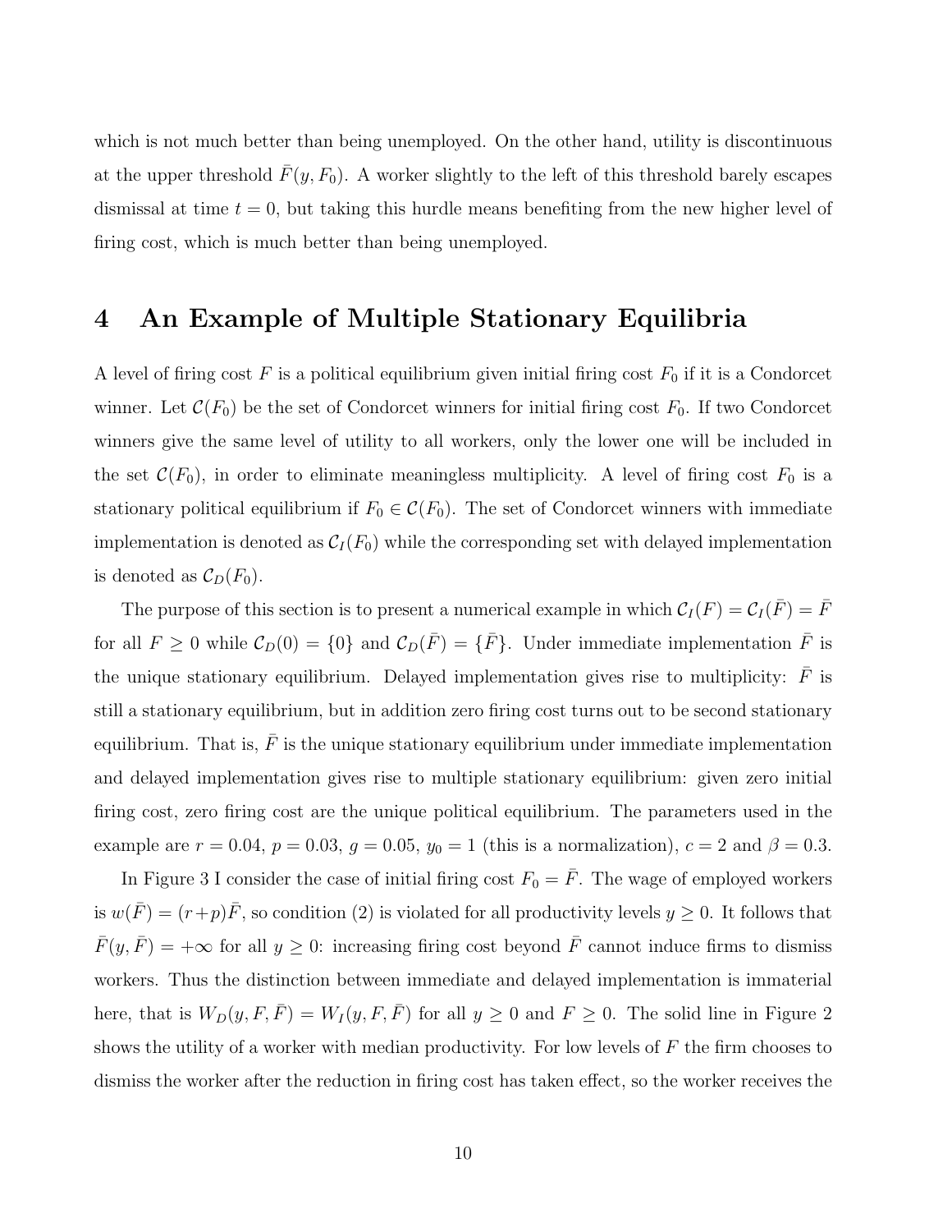which is not much better than being unemployed. On the other hand, utility is discontinuous at the upper threshold $\bar{F}(y, F_0)$. A worker slightly to the left of this threshold barely escapes dismissal at time $t = 0$, but taking this hurdle means benefiting from the new higher level of firing cost, which is much better than being unemployed.

## 4 An Example of Multiple Stationary Equilibria

A level of firing cost $F$ is a political equilibrium given initial firing cost $F_0$ if it is a Condorcet winner. Let $\mathcal{C}(F_0)$ be the set of Condorcet winners for initial firing cost $F_0$. If two Condorcet winners give the same level of utility to all workers, only the lower one will be included in the set $\mathcal{C}(F_0)$, in order to eliminate meaningless multiplicity. A level of firing cost $F_0$ is a stationary political equilibrium if $F_0 \in \mathcal{C}(F_0)$. The set of Condorcet winners with immediate implementation is denoted as $\mathcal{C}_I(F_0)$ while the corresponding set with delayed implementation is denoted as $\mathcal{C}_D(F_0)$.

The purpose of this section is to present a numerical example in which $\mathcal{C}_I(F) = \mathcal{C}_I(\bar{F}) = \bar{F}$ for all $F \geq 0$ while $\mathcal{C}_D(0) = \{0\}$ and $\mathcal{C}_D(\bar{F}) = \{\bar{F}\}$. Under immediate implementation $\bar{F}$ is the unique stationary equilibrium. Delayed implementation gives rise to multiplicity: $\bar{F}$ is still a stationary equilibrium, but in addition zero firing cost turns out to be second stationary equilibrium. That is, $\bar{F}$ is the unique stationary equilibrium under immediate implementation and delayed implementation gives rise to multiple stationary equilibrium: given zero initial firing cost, zero firing cost are the unique political equilibrium. The parameters used in the example are $r = 0.04$, $p = 0.03$, $g = 0.05$, $y_0 = 1$ (this is a normalization), $c = 2$ and $\beta = 0.3$.

In Figure 3 I consider the case of initial firing cost $F_0 = \bar{F}$. The wage of employed workers is $w(\bar{F}) = (r+p)\bar{F}$, so condition (2) is violated for all productivity levels $y \geq 0$. It follows that $\bar{F}(y, \bar{F}) = +\infty$ for all $y \geq 0$: increasing firing cost beyond $\bar{F}$ cannot induce firms to dismiss workers. Thus the distinction between immediate and delayed implementation is immaterial here, that is $W_D(y, F, \bar{F}) = W_I(y, F, \bar{F})$ for all $y \geq 0$ and $F \geq 0$. The solid line in Figure 2 shows the utility of a worker with median productivity. For low levels of $F$ the firm chooses to dismiss the worker after the reduction in firing cost has taken effect, so the worker receives the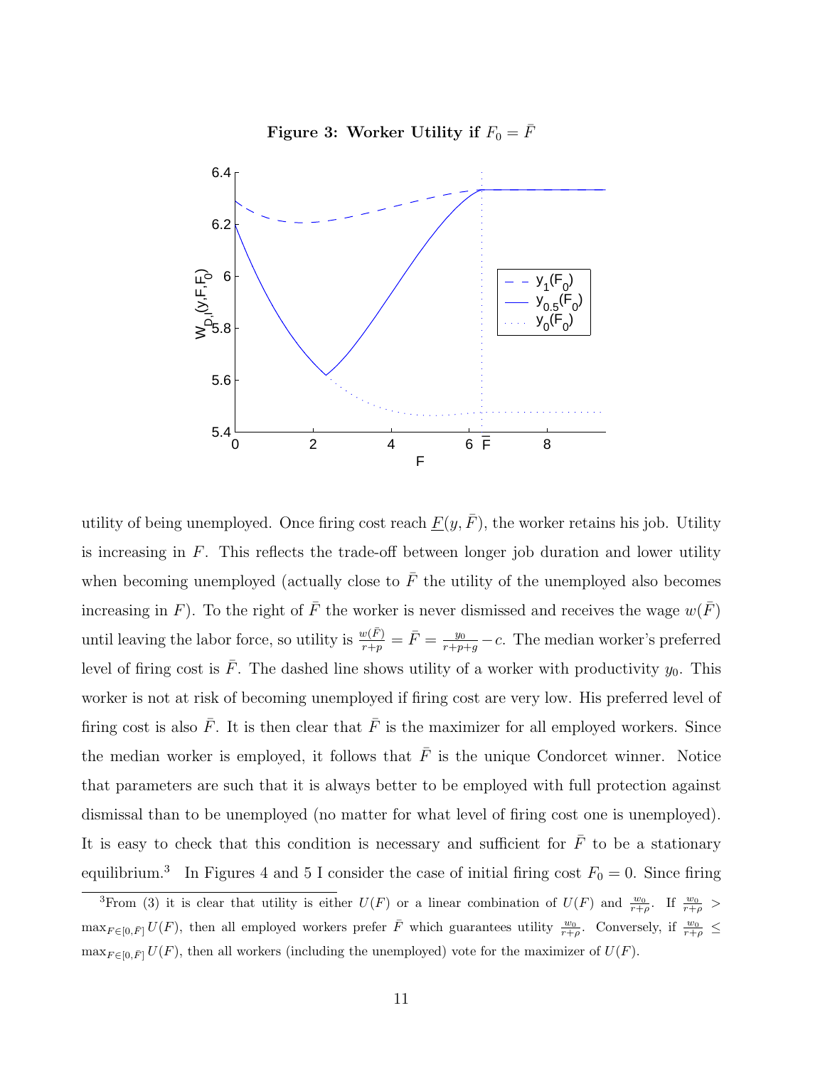**Figure 3: Worker Utility if $F_0 = \bar{F}$**

utility of being unemployed. Once firing cost reach $\underline{F}(y, \bar{F})$, the worker retains his job. Utility is increasing in $F$. This reflects the trade-off between longer job duration and lower utility when becoming unemployed (actually close to $\bar{F}$ the utility of the unemployed also becomes increasing in $F$). To the right of $\bar{F}$ the worker is never dismissed and receives the wage $w(\bar{F})$ until leaving the labor force, so utility is $\frac{w(\bar{F})}{r+p} = \bar{F} = \frac{y_0}{r+p+g} - c$. The median worker's preferred level of firing cost is $\bar{F}$. The dashed line shows utility of a worker with productivity $y_0$. This worker is not at risk of becoming unemployed if firing cost are very low. His preferred level of firing cost is also $\bar{F}$. It is then clear that $\bar{F}$ is the maximizer for all employed workers. Since the median worker is employed, it follows that $\bar{F}$ is the unique Condorcet winner. Notice that parameters are such that it is always better to be employed with full protection against dismissal than to be unemployed (no matter for what level of firing cost one is unemployed). It is easy to check that this condition is necessary and sufficient for $\bar{F}$ to be a stationary equilibrium.[3] In Figures 4 and 5 I consider the case of initial firing cost $F_0 = 0$. Since firing

[3] From (3) it is clear that utility is either $U(F)$ or a linear combination of $U(F)$ and $\frac{w_0}{r+\rho}$. If $\frac{w_0}{r+\rho} > \max_{F\in[0,\bar{F}]} U(F)$, then all employed workers prefer $\bar{F}$ which guarantees utility $\frac{w_0}{r+\rho}$. Conversely, if $\frac{w_0}{r+\rho} \leq \max_{F\in[0,\bar{F}]} U(F)$, then all workers (including the unemployed) vote for the maximizer of $U(F)$.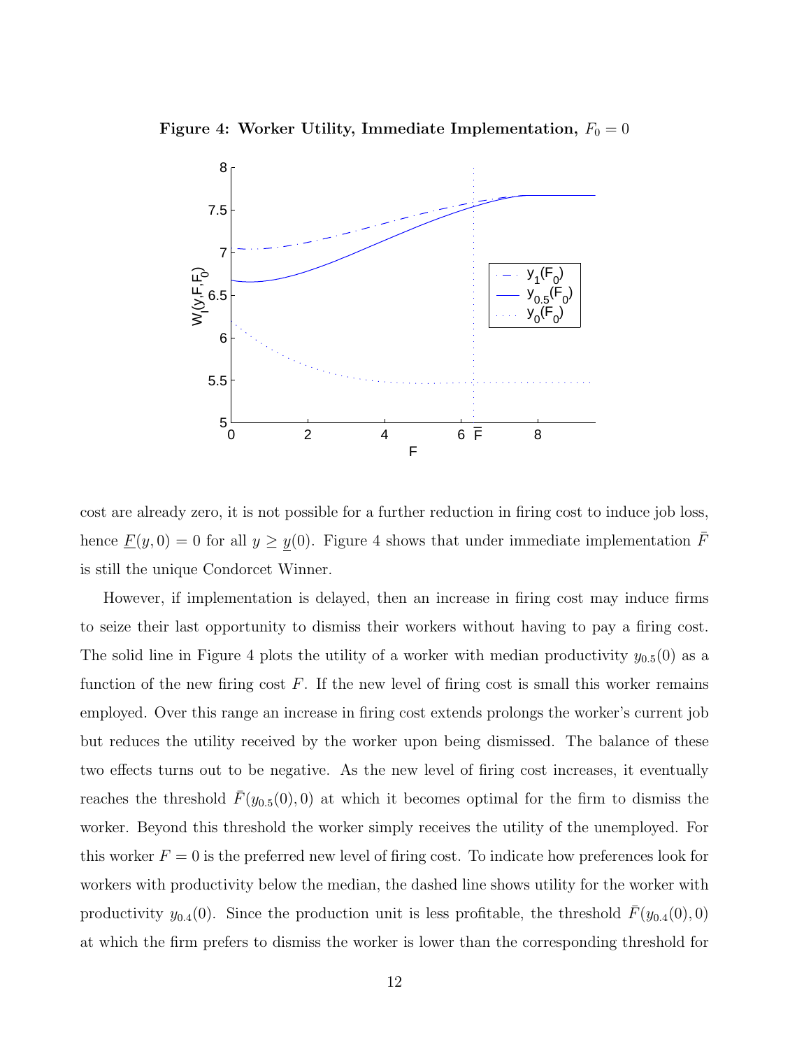**Figure 4: Worker Utility, Immediate Implementation, $F_0 = 0$**

cost are already zero, it is not possible for a further reduction in firing cost to induce job loss, hence $\underline{F}(y, 0) = 0$ for all $y \geq \underline{y}(0)$. Figure 4 shows that under immediate implementation $\bar{F}$ is still the unique Condorcet Winner.

However, if implementation is delayed, then an increase in firing cost may induce firms to seize their last opportunity to dismiss their workers without having to pay a firing cost. The solid line in Figure 4 plots the utility of a worker with median productivity $y_{0.5}(0)$ as a function of the new firing cost $F$. If the new level of firing cost is small this worker remains employed. Over this range an increase in firing cost extends prolongs the worker's current job but reduces the utility received by the worker upon being dismissed. The balance of these two effects turns out to be negative. As the new level of firing cost increases, it eventually reaches the threshold $\bar{F}(y_{0.5}(0), 0)$ at which it becomes optimal for the firm to dismiss the worker. Beyond this threshold the worker simply receives the utility of the unemployed. For this worker $F = 0$ is the preferred new level of firing cost. To indicate how preferences look for workers with productivity below the median, the dashed line shows utility for the worker with productivity $y_{0.4}(0)$. Since the production unit is less profitable, the threshold $\bar{F}(y_{0.4}(0), 0)$ at which the firm prefers to dismiss the worker is lower than the corresponding threshold for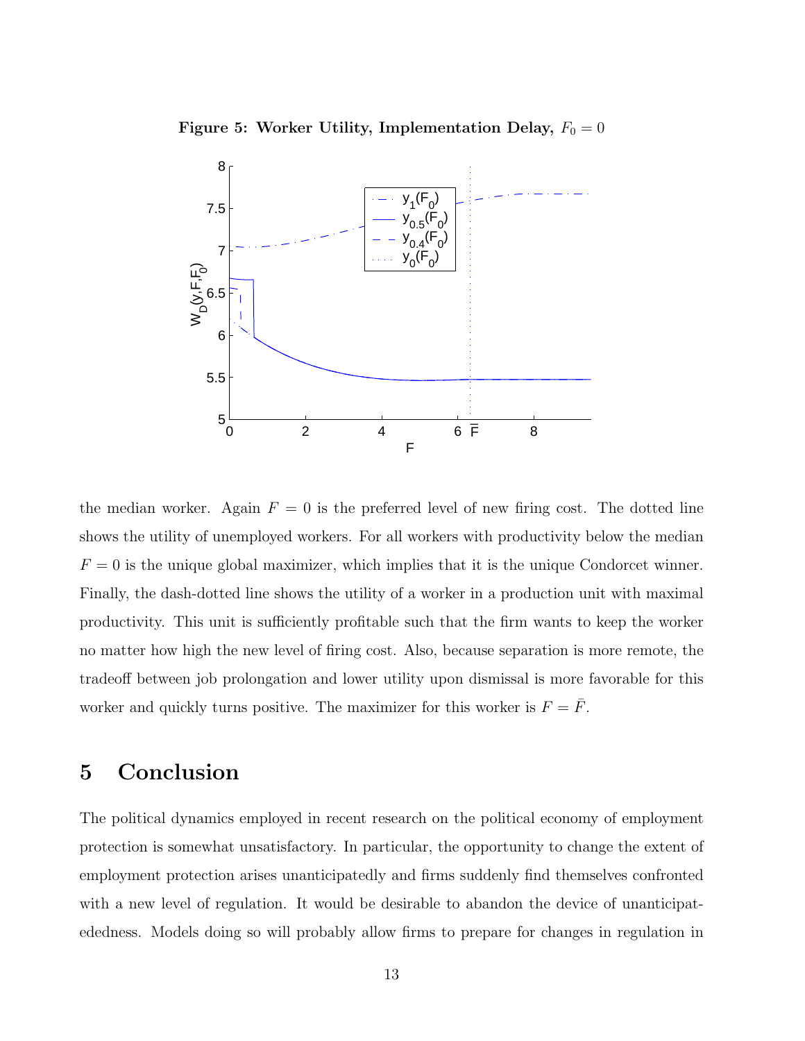**Figure 5: Worker Utility, Implementation Delay, $F_0 = 0$**

the median worker. Again $F = 0$ is the preferred level of new firing cost. The dotted line shows the utility of unemployed workers. For all workers with productivity below the median $F = 0$ is the unique global maximizer, which implies that it is the unique Condorcet winner. Finally, the dash-dotted line shows the utility of a worker in a production unit with maximal productivity. This unit is sufficiently profitable such that the firm wants to keep the worker no matter how high the new level of firing cost. Also, because separation is more remote, the tradeoff between job prolongation and lower utility upon dismissal is more favorable for this worker and quickly turns positive. The maximizer for this worker is $F = \bar{F}$.

## 5 Conclusion

The political dynamics employed in recent research on the political economy of employment protection is somewhat unsatisfactory. In particular, the opportunity to change the extent of employment protection arises unanticipatedly and firms suddenly find themselves confronted with a new level of regulation. It would be desirable to abandon the device of unanticipatededness. Models doing so will probably allow firms to prepare for changes in regulation in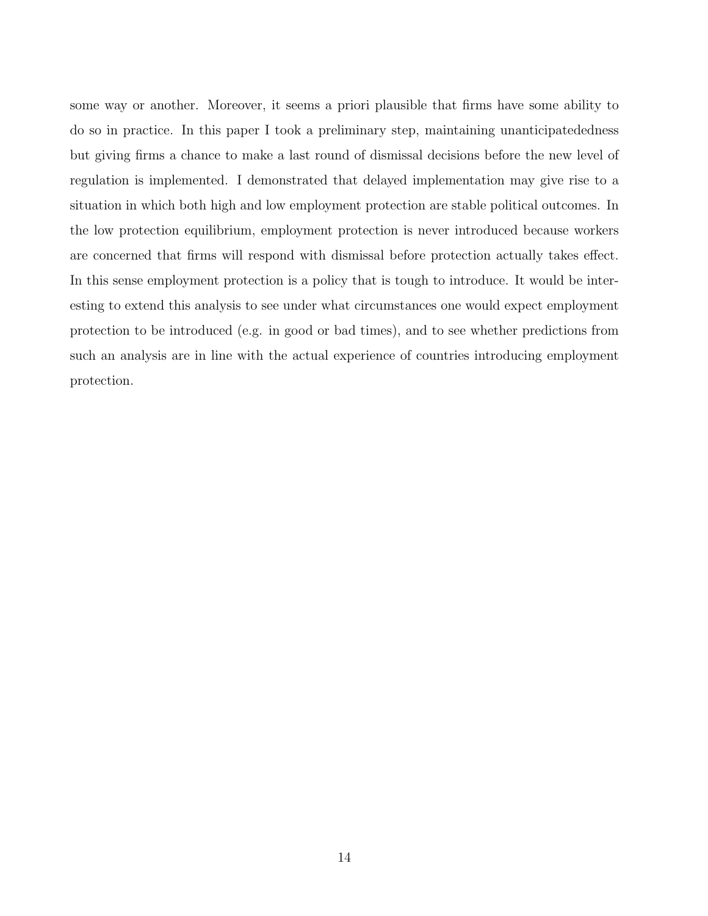some way or another. Moreover, it seems a priori plausible that firms have some ability to do so in practice. In this paper I took a preliminary step, maintaining unanticipatededness but giving firms a chance to make a last round of dismissal decisions before the new level of regulation is implemented. I demonstrated that delayed implementation may give rise to a situation in which both high and low employment protection are stable political outcomes. In the low protection equilibrium, employment protection is never introduced because workers are concerned that firms will respond with dismissal before protection actually takes effect. In this sense employment protection is a policy that is tough to introduce. It would be interesting to extend this analysis to see under what circumstances one would expect employment protection to be introduced (e.g. in good or bad times), and to see whether predictions from such an analysis are in line with the actual experience of countries introducing employment protection.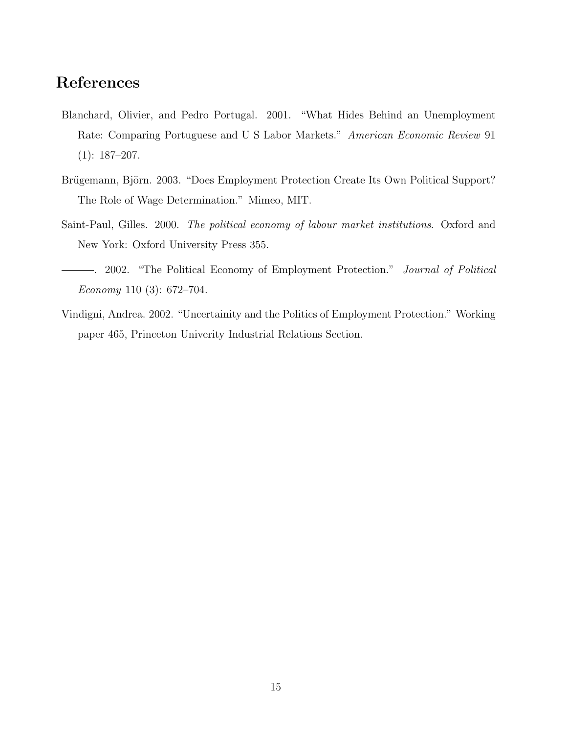# References

Blanchard, Olivier, and Pedro Portugal. 2001. "What Hides Behind an Unemployment Rate: Comparing Portuguese and U S Labor Markets." *American Economic Review* 91 (1): 187–207.

Brügemann, Björn. 2003. "Does Employment Protection Create Its Own Political Support? The Role of Wage Determination." Mimeo, MIT.

Saint-Paul, Gilles. 2000. *The political economy of labour market institutions*. Oxford and New York: Oxford University Press 355.

———. 2002. "The Political Economy of Employment Protection." *Journal of Political Economy* 110 (3): 672–704.

Vindigni, Andrea. 2002. "Uncertainity and the Politics of Employment Protection." Working paper 465, Princeton Univerity Industrial Relations Section.